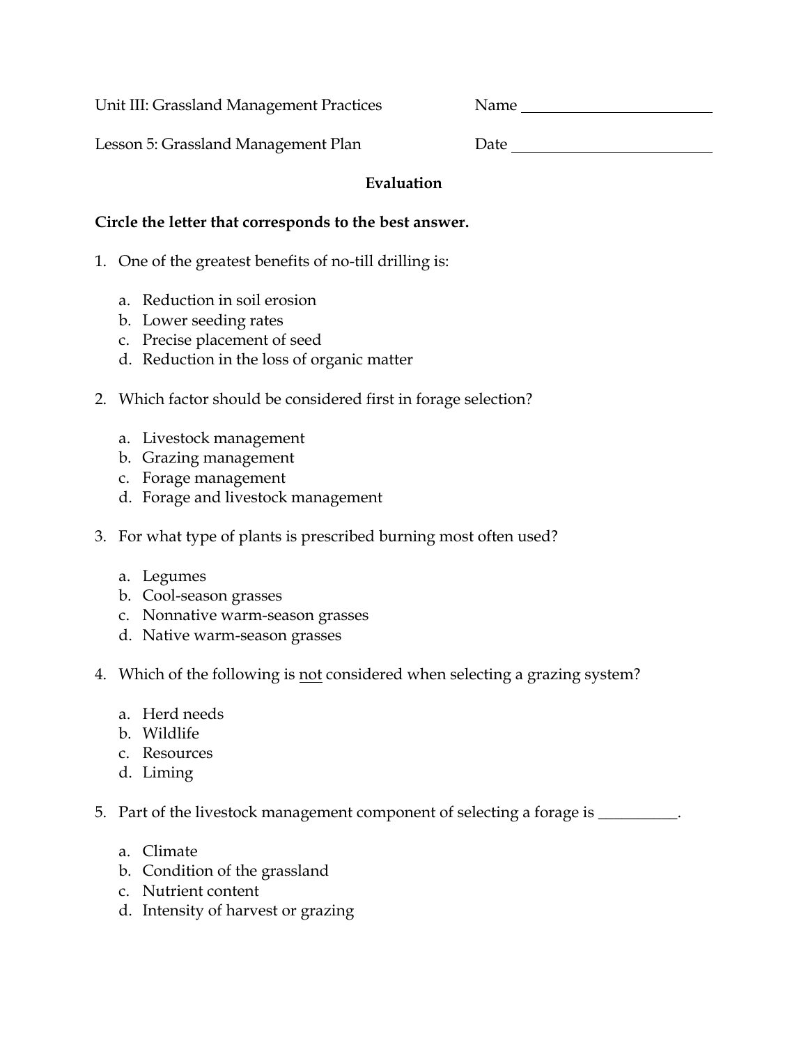Unit III: Grassland Management Practices — Name ________________________

Lesson 5: Grassland Management Plan — Date ________________________

## Evaluation

**Circle the letter that corresponds to the best answer.**

1. One of the greatest benefits of no-till drilling is:

   a. Reduction in soil erosion
   b. Lower seeding rates
   c. Precise placement of seed
   d. Reduction in the loss of organic matter

2. Which factor should be considered first in forage selection?

   a. Livestock management
   b. Grazing management
   c. Forage management
   d. Forage and livestock management

3. For what type of plants is prescribed burning most often used?

   a. Legumes
   b. Cool-season grasses
   c. Nonnative warm-season grasses
   d. Native warm-season grasses

4. Which of the following is <u>not</u> considered when selecting a grazing system?

   a. Herd needs
   b. Wildlife
   c. Resources
   d. Liming

5. Part of the livestock management component of selecting a forage is __________.

   a. Climate
   b. Condition of the grassland
   c. Nutrient content
   d. Intensity of harvest or grazing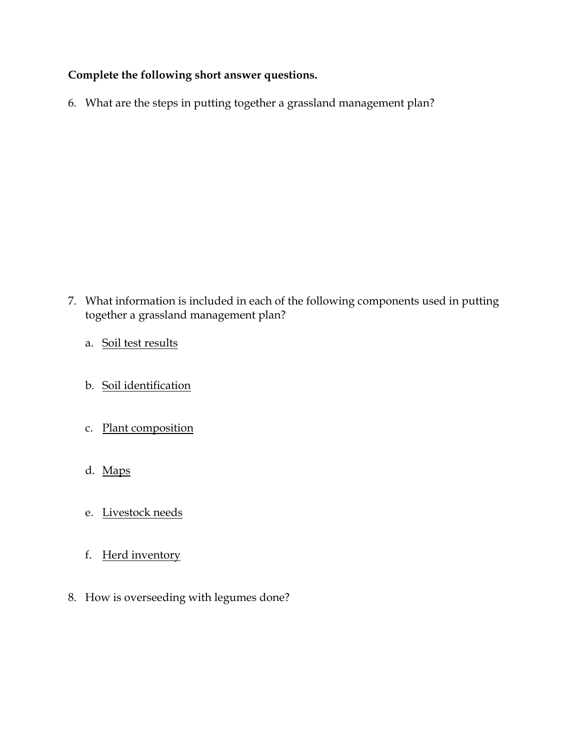**Complete the following short answer questions.**

6. What are the steps in putting together a grassland management plan?

7. What information is included in each of the following components used in putting together a grassland management plan?

   a. <u>Soil test results</u>

   b. <u>Soil identification</u>

   c. <u>Plant composition</u>

   d. <u>Maps</u>

   e. <u>Livestock needs</u>

   f. <u>Herd inventory</u>

8. How is overseeding with legumes done?